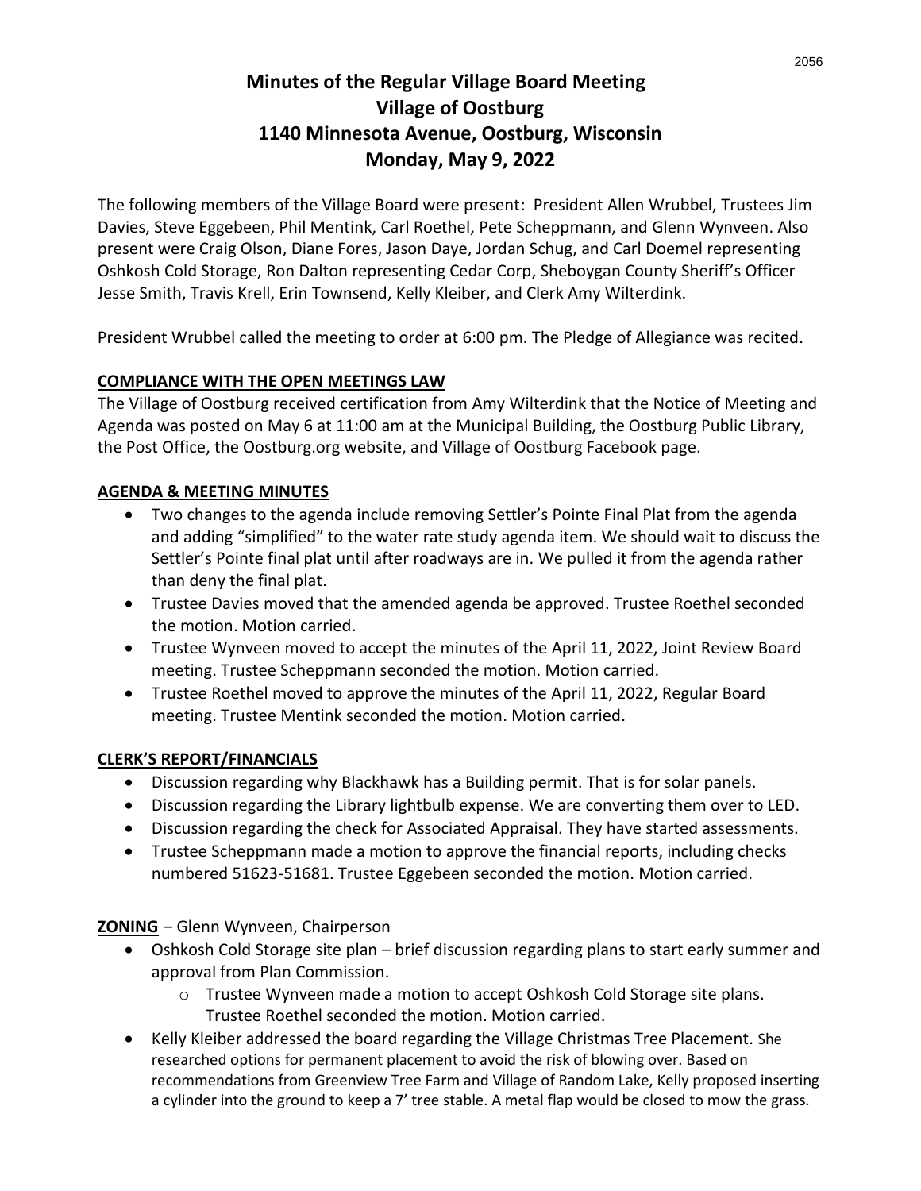# Minutes of the Regular Village Board Meeting
# Village of Oostburg
# 1140 Minnesota Avenue, Oostburg, Wisconsin
# Monday, May 9, 2022

The following members of the Village Board were present: President Allen Wrubbel, Trustees Jim Davies, Steve Eggebeen, Phil Mentink, Carl Roethel, Pete Scheppmann, and Glenn Wynveen. Also present were Craig Olson, Diane Fores, Jason Daye, Jordan Schug, and Carl Doemel representing Oshkosh Cold Storage, Ron Dalton representing Cedar Corp, Sheboygan County Sheriff's Officer Jesse Smith, Travis Krell, Erin Townsend, Kelly Kleiber, and Clerk Amy Wilterdink.

President Wrubbel called the meeting to order at 6:00 pm. The Pledge of Allegiance was recited.

**COMPLIANCE WITH THE OPEN MEETINGS LAW**

The Village of Oostburg received certification from Amy Wilterdink that the Notice of Meeting and Agenda was posted on May 6 at 11:00 am at the Municipal Building, the Oostburg Public Library, the Post Office, the Oostburg.org website, and Village of Oostburg Facebook page.

**AGENDA & MEETING MINUTES**

- Two changes to the agenda include removing Settler's Pointe Final Plat from the agenda and adding "simplified" to the water rate study agenda item. We should wait to discuss the Settler's Pointe final plat until after roadways are in. We pulled it from the agenda rather than deny the final plat.
- Trustee Davies moved that the amended agenda be approved. Trustee Roethel seconded the motion. Motion carried.
- Trustee Wynveen moved to accept the minutes of the April 11, 2022, Joint Review Board meeting. Trustee Scheppmann seconded the motion. Motion carried.
- Trustee Roethel moved to approve the minutes of the April 11, 2022, Regular Board meeting. Trustee Mentink seconded the motion. Motion carried.

**CLERK'S REPORT/FINANCIALS**

- Discussion regarding why Blackhawk has a Building permit. That is for solar panels.
- Discussion regarding the Library lightbulb expense. We are converting them over to LED.
- Discussion regarding the check for Associated Appraisal. They have started assessments.
- Trustee Scheppmann made a motion to approve the financial reports, including checks numbered 51623-51681. Trustee Eggebeen seconded the motion. Motion carried.

**ZONING** – Glenn Wynveen, Chairperson

- Oshkosh Cold Storage site plan – brief discussion regarding plans to start early summer and approval from Plan Commission.
  - Trustee Wynveen made a motion to accept Oshkosh Cold Storage site plans. Trustee Roethel seconded the motion. Motion carried.
- Kelly Kleiber addressed the board regarding the Village Christmas Tree Placement. She researched options for permanent placement to avoid the risk of blowing over. Based on recommendations from Greenview Tree Farm and Village of Random Lake, Kelly proposed inserting a cylinder into the ground to keep a 7' tree stable. A metal flap would be closed to mow the grass.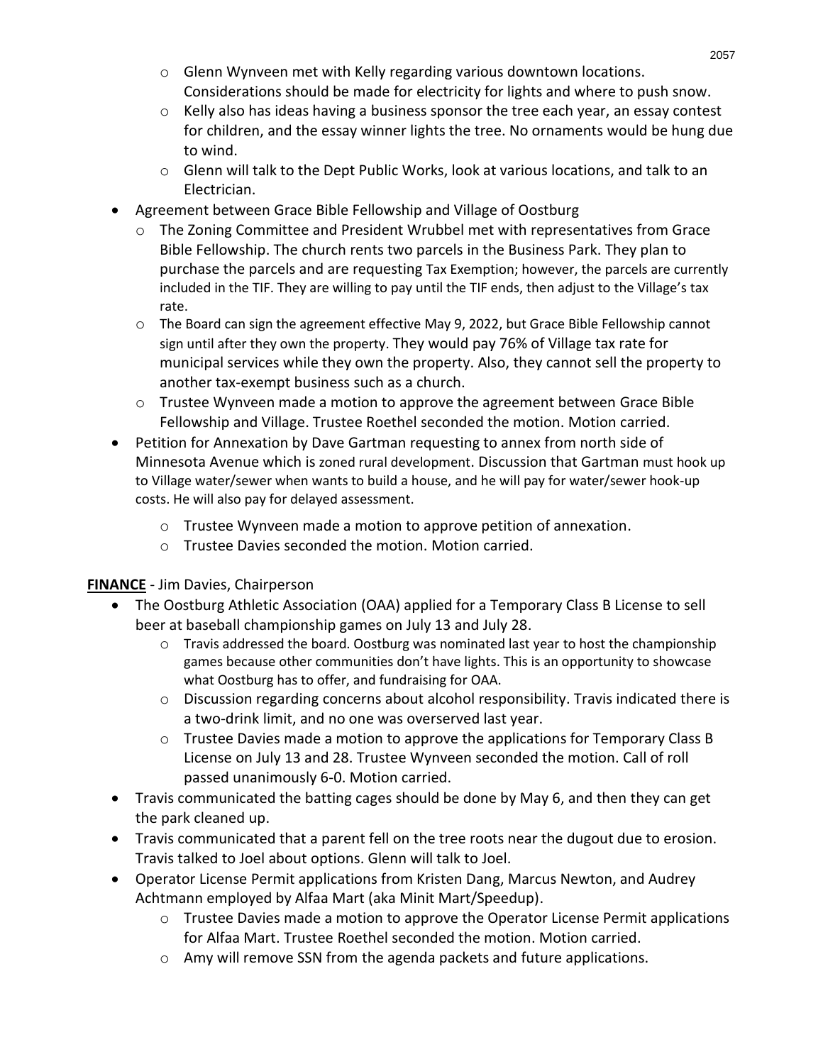- Glenn Wynveen met with Kelly regarding various downtown locations. Considerations should be made for electricity for lights and where to push snow.
  - Kelly also has ideas having a business sponsor the tree each year, an essay contest for children, and the essay winner lights the tree. No ornaments would be hung due to wind.
  - Glenn will talk to the Dept Public Works, look at various locations, and talk to an Electrician.
- Agreement between Grace Bible Fellowship and Village of Oostburg
  - The Zoning Committee and President Wrubbel met with representatives from Grace Bible Fellowship. The church rents two parcels in the Business Park. They plan to purchase the parcels and are requesting Tax Exemption; however, the parcels are currently included in the TIF. They are willing to pay until the TIF ends, then adjust to the Village's tax rate.
  - The Board can sign the agreement effective May 9, 2022, but Grace Bible Fellowship cannot sign until after they own the property. They would pay 76% of Village tax rate for municipal services while they own the property. Also, they cannot sell the property to another tax-exempt business such as a church.
  - Trustee Wynveen made a motion to approve the agreement between Grace Bible Fellowship and Village. Trustee Roethel seconded the motion. Motion carried.
- Petition for Annexation by Dave Gartman requesting to annex from north side of Minnesota Avenue which is zoned rural development. Discussion that Gartman must hook up to Village water/sewer when wants to build a house, and he will pay for water/sewer hook-up costs. He will also pay for delayed assessment.
  - Trustee Wynveen made a motion to approve petition of annexation.
  - Trustee Davies seconded the motion. Motion carried.

**FINANCE** - Jim Davies, Chairperson

- The Oostburg Athletic Association (OAA) applied for a Temporary Class B License to sell beer at baseball championship games on July 13 and July 28.
  - Travis addressed the board. Oostburg was nominated last year to host the championship games because other communities don't have lights. This is an opportunity to showcase what Oostburg has to offer, and fundraising for OAA.
  - Discussion regarding concerns about alcohol responsibility. Travis indicated there is a two-drink limit, and no one was overserved last year.
  - Trustee Davies made a motion to approve the applications for Temporary Class B License on July 13 and 28. Trustee Wynveen seconded the motion. Call of roll passed unanimously 6-0. Motion carried.
- Travis communicated the batting cages should be done by May 6, and then they can get the park cleaned up.
- Travis communicated that a parent fell on the tree roots near the dugout due to erosion. Travis talked to Joel about options. Glenn will talk to Joel.
- Operator License Permit applications from Kristen Dang, Marcus Newton, and Audrey Achtmann employed by Alfaa Mart (aka Minit Mart/Speedup).
  - Trustee Davies made a motion to approve the Operator License Permit applications for Alfaa Mart. Trustee Roethel seconded the motion. Motion carried.
  - Amy will remove SSN from the agenda packets and future applications.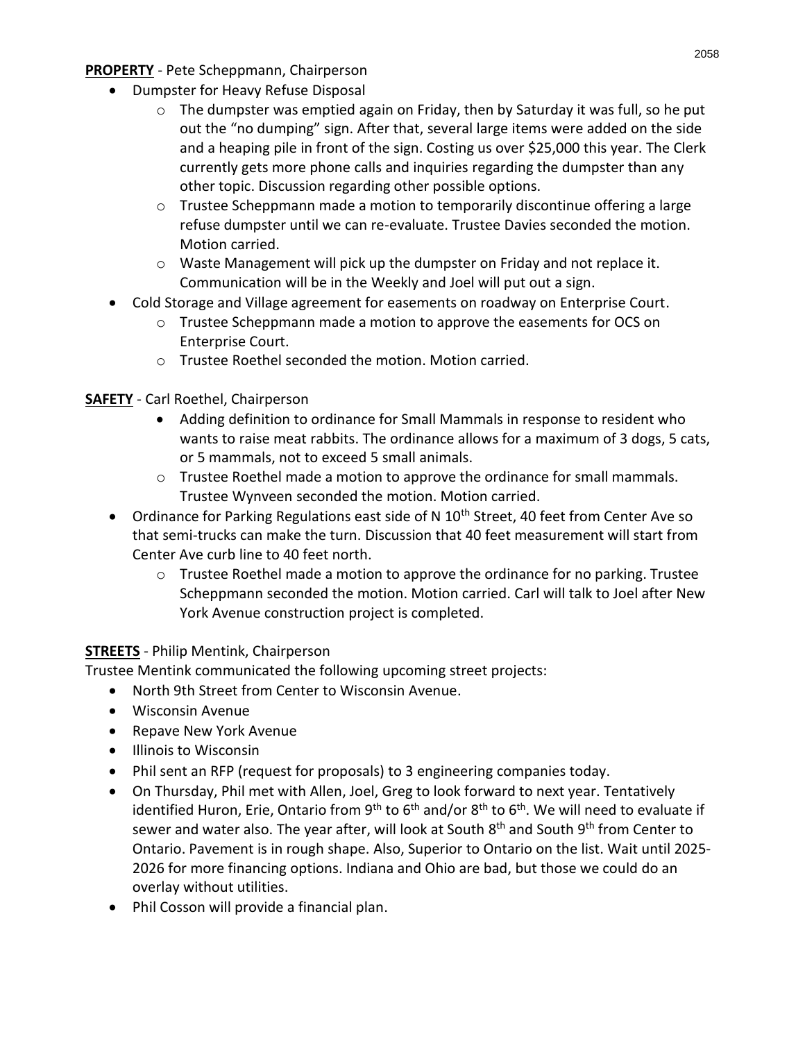**PROPERTY** - Pete Scheppmann, Chairperson

- Dumpster for Heavy Refuse Disposal
  - The dumpster was emptied again on Friday, then by Saturday it was full, so he put out the "no dumping" sign. After that, several large items were added on the side and a heaping pile in front of the sign. Costing us over $25,000 this year. The Clerk currently gets more phone calls and inquiries regarding the dumpster than any other topic. Discussion regarding other possible options.
  - Trustee Scheppmann made a motion to temporarily discontinue offering a large refuse dumpster until we can re-evaluate. Trustee Davies seconded the motion. Motion carried.
  - Waste Management will pick up the dumpster on Friday and not replace it. Communication will be in the Weekly and Joel will put out a sign.
- Cold Storage and Village agreement for easements on roadway on Enterprise Court.
  - Trustee Scheppmann made a motion to approve the easements for OCS on Enterprise Court.
  - Trustee Roethel seconded the motion. Motion carried.

**SAFETY** - Carl Roethel, Chairperson

- Adding definition to ordinance for Small Mammals in response to resident who wants to raise meat rabbits. The ordinance allows for a maximum of 3 dogs, 5 cats, or 5 mammals, not to exceed 5 small animals.
  - Trustee Roethel made a motion to approve the ordinance for small mammals. Trustee Wynveen seconded the motion. Motion carried.
- Ordinance for Parking Regulations east side of N 10th Street, 40 feet from Center Ave so that semi-trucks can make the turn. Discussion that 40 feet measurement will start from Center Ave curb line to 40 feet north.
  - Trustee Roethel made a motion to approve the ordinance for no parking. Trustee Scheppmann seconded the motion. Motion carried. Carl will talk to Joel after New York Avenue construction project is completed.

**STREETS** - Philip Mentink, Chairperson

Trustee Mentink communicated the following upcoming street projects:

- North 9th Street from Center to Wisconsin Avenue.
- Wisconsin Avenue
- Repave New York Avenue
- Illinois to Wisconsin
- Phil sent an RFP (request for proposals) to 3 engineering companies today.
- On Thursday, Phil met with Allen, Joel, Greg to look forward to next year. Tentatively identified Huron, Erie, Ontario from 9th to 6th and/or 8th to 6th. We will need to evaluate if sewer and water also. The year after, will look at South 8th and South 9th from Center to Ontario. Pavement is in rough shape. Also, Superior to Ontario on the list. Wait until 2025-2026 for more financing options. Indiana and Ohio are bad, but those we could do an overlay without utilities.
- Phil Cosson will provide a financial plan.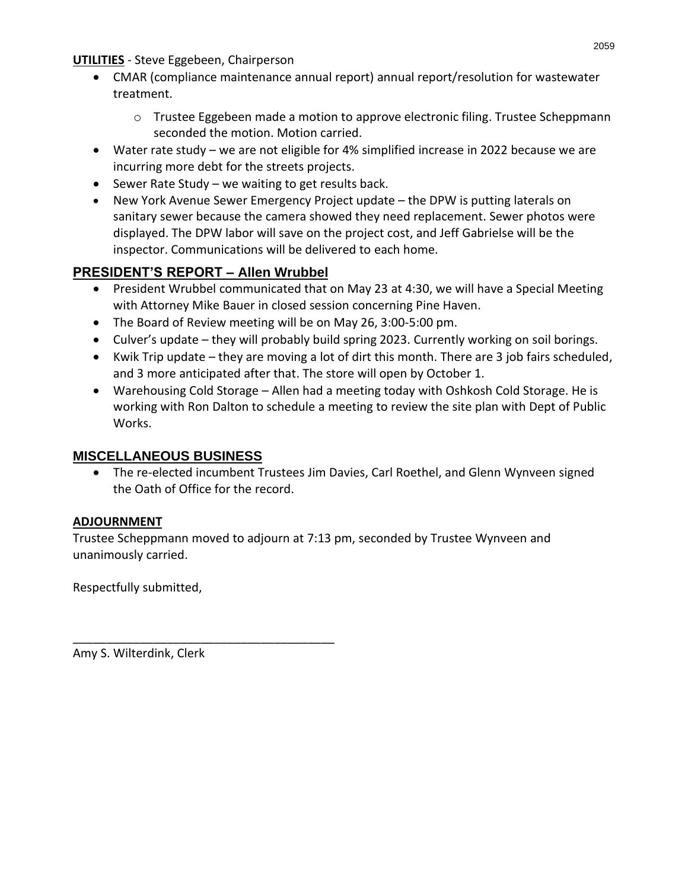**UTILITIES** - Steve Eggebeen, Chairperson

- CMAR (compliance maintenance annual report) annual report/resolution for wastewater treatment.
  - Trustee Eggebeen made a motion to approve electronic filing. Trustee Scheppmann seconded the motion. Motion carried.
- Water rate study – we are not eligible for 4% simplified increase in 2022 because we are incurring more debt for the streets projects.
- Sewer Rate Study – we waiting to get results back.
- New York Avenue Sewer Emergency Project update – the DPW is putting laterals on sanitary sewer because the camera showed they need replacement. Sewer photos were displayed. The DPW labor will save on the project cost, and Jeff Gabrielse will be the inspector. Communications will be delivered to each home.

## PRESIDENT'S REPORT – Allen Wrubbel

- President Wrubbel communicated that on May 23 at 4:30, we will have a Special Meeting with Attorney Mike Bauer in closed session concerning Pine Haven.
- The Board of Review meeting will be on May 26, 3:00-5:00 pm.
- Culver's update – they will probably build spring 2023. Currently working on soil borings.
- Kwik Trip update – they are moving a lot of dirt this month. There are 3 job fairs scheduled, and 3 more anticipated after that. The store will open by October 1.
- Warehousing Cold Storage – Allen had a meeting today with Oshkosh Cold Storage. He is working with Ron Dalton to schedule a meeting to review the site plan with Dept of Public Works.

## MISCELLANEOUS BUSINESS

- The re-elected incumbent Trustees Jim Davies, Carl Roethel, and Glenn Wynveen signed the Oath of Office for the record.

**ADJOURNMENT**

Trustee Scheppmann moved to adjourn at 7:13 pm, seconded by Trustee Wynveen and unanimously carried.

Respectfully submitted,

\_\_\_\_\_\_\_\_\_\_\_\_\_\_\_\_\_\_\_\_\_\_\_\_\_\_\_\_\_\_\_\_\_\_\_\_\_\_\_\_

Amy S. Wilterdink, Clerk